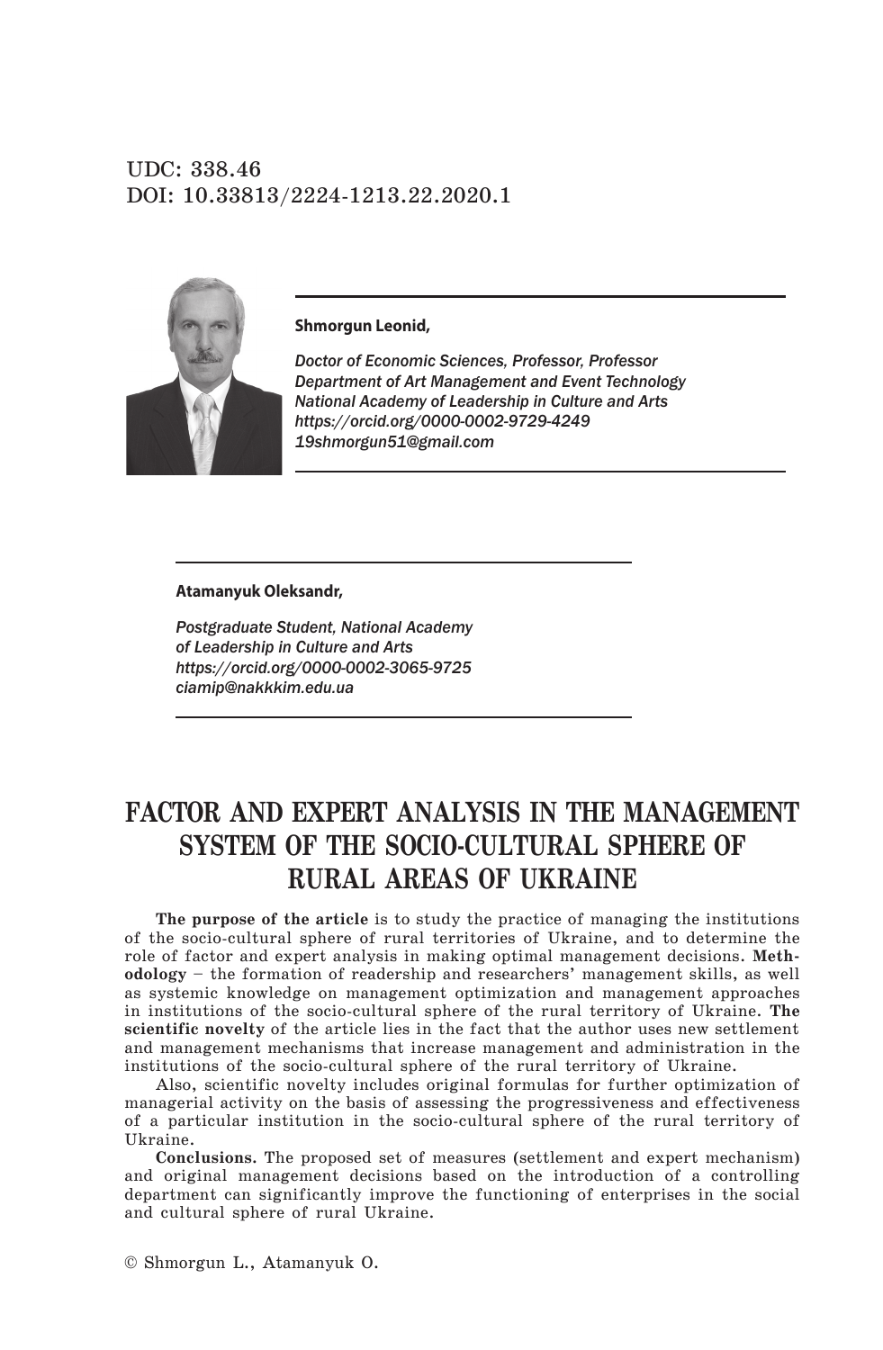UDC: 338.46
DOI: 10.33813/2224-1213.22.2020.1

**Shmorgun Leonid,**

*Doctor of Economic Sciences, Professor, Professor*
*Department of Art Management and Event Technology*
*National Academy of Leadership in Culture and Arts*
*https://orcid.org/0000-0002-9729-4249*
*19shmorgun51@gmail.com*

**Atamanyuk Oleksandr,**

*Postgraduate Student, National Academy*
*of Leadership in Culture and Arts*
*https://orcid.org/0000-0002-3065-9725*
*ciamip@nakkkim.edu.ua*

# FACTOR AND EXPERT ANALYSIS IN THE MANAGEMENT SYSTEM OF THE SOCIO-CULTURAL SPHERE OF RURAL AREAS OF UKRAINE

**The purpose of the article** is to study the practice of managing the institutions of the socio-cultural sphere of rural territories of Ukraine, and to determine the role of factor and expert analysis in making optimal management decisions. **Methodology** – the formation of readership and researchers' management skills, as well as systemic knowledge on management optimization and management approaches in institutions of the socio-cultural sphere of the rural territory of Ukraine. **The scientific novelty** of the article lies in the fact that the author uses new settlement and management mechanisms that increase management and administration in the institutions of the socio-cultural sphere of the rural territory of Ukraine.

Also, scientific novelty includes original formulas for further optimization of managerial activity on the basis of assessing the progressiveness and effectiveness of a particular institution in the socio-cultural sphere of the rural territory of Ukraine.

**Conclusions.** The proposed set of measures (settlement and expert mechanism) and original management decisions based on the introduction of a controlling department can significantly improve the functioning of enterprises in the social and cultural sphere of rural Ukraine.

© Shmorgun L., Atamanyuk O.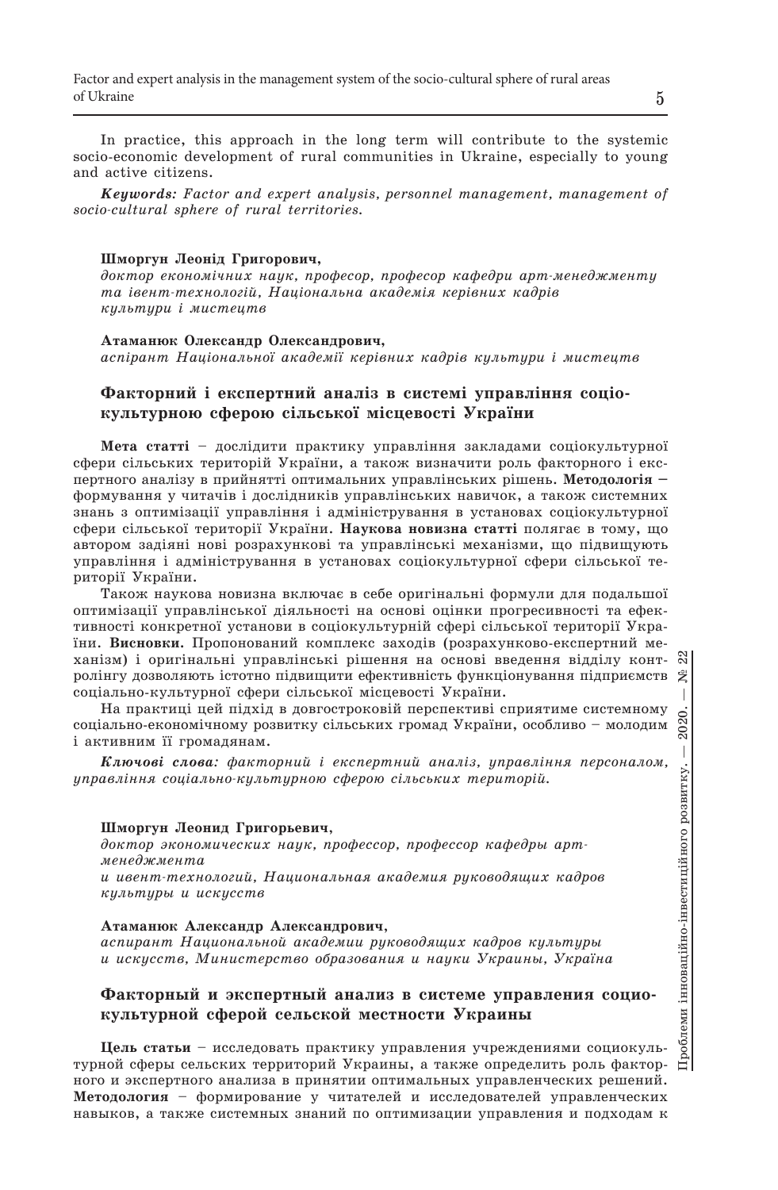In practice, this approach in the long term will contribute to the systemic socio-economic development of rural communities in Ukraine, especially to young and active citizens.

***Keywords:*** *Factor and expert analysis, personnel management, management of socio-cultural sphere of rural territories.*

**Шморгун Леонід Григорович,**
*доктор економічних наук, професор, професор кафедри арт-менеджменту та івент-технологій, Національна академія керівних кадрів культури і мистецтв*

**Атаманюк Олександр Олександрович,**
*аспірант Національної академії керівних кадрів культури і мистецтв*

## Факторний і експертний аналіз в системі управління соціо-культурною сферою сільської місцевості України

**Мета статті** – дослідити практику управління закладами соціокультурної сфери сільських територій України, а також визначити роль факторного і експертного аналізу в прийнятті оптимальних управлінських рішень. **Методологія –** формування у читачів і дослідників управлінських навичок, а також системних знань з оптимізації управління і адміністрування в установах соціокультурної сфери сільської території України. **Наукова новизна статті** полягає в тому, що автором задіяні нові розрахункові та управлінські механізми, що підвищують управління і адміністрування в установах соціокультурної сфери сільської території України.

Також наукова новизна включає в себе оригінальні формули для подальшої оптимізації управлінської діяльності на основі оцінки прогресивності та ефективності конкретної установи в соціокультурній сфері сільської території України. **Висновки.** Пропонований комплекс заходів (розрахунково-експертний механізм) і оригінальні управлінські рішення на основі введення відділу контролінгу дозволяють істотно підвищити ефективність функціонування підприємств соціально-культурної сфери сільської місцевості України.

На практиці цей підхід в довгостроковій перспективі сприятиме системному соціально-економічному розвитку сільських громад України, особливо – молодим і активним її громадянам.

***Ключові слова:*** *факторний і експертний аналіз, управління персоналом, управління соціально-культурною сферою сільських територій.*

**Шморгун Леонид Григорьевич,**
*доктор экономических наук, профессор, профессор кафедры арт-менеджмента и ивент-технологий, Национальная академия руководящих кадров культуры и искусств*

**Атаманюк Александр Александрович,**
*аспирант Национальной академии руководящих кадров культуры и искусств, Министерство образования и науки Украины, Україна*

## Факторный и экспертный анализ в системе управления социо-культурной сферой сельской местности Украины

**Цель статьи** – исследовать практику управления учреждениями социокультурной сферы сельских территорий Украины, а также определить роль факторного и экспертного анализа в принятии оптимальных управленческих решений. **Методология** – формирование у читателей и исследователей управленческих навыков, а также системных знаний по оптимизации управления и подходам к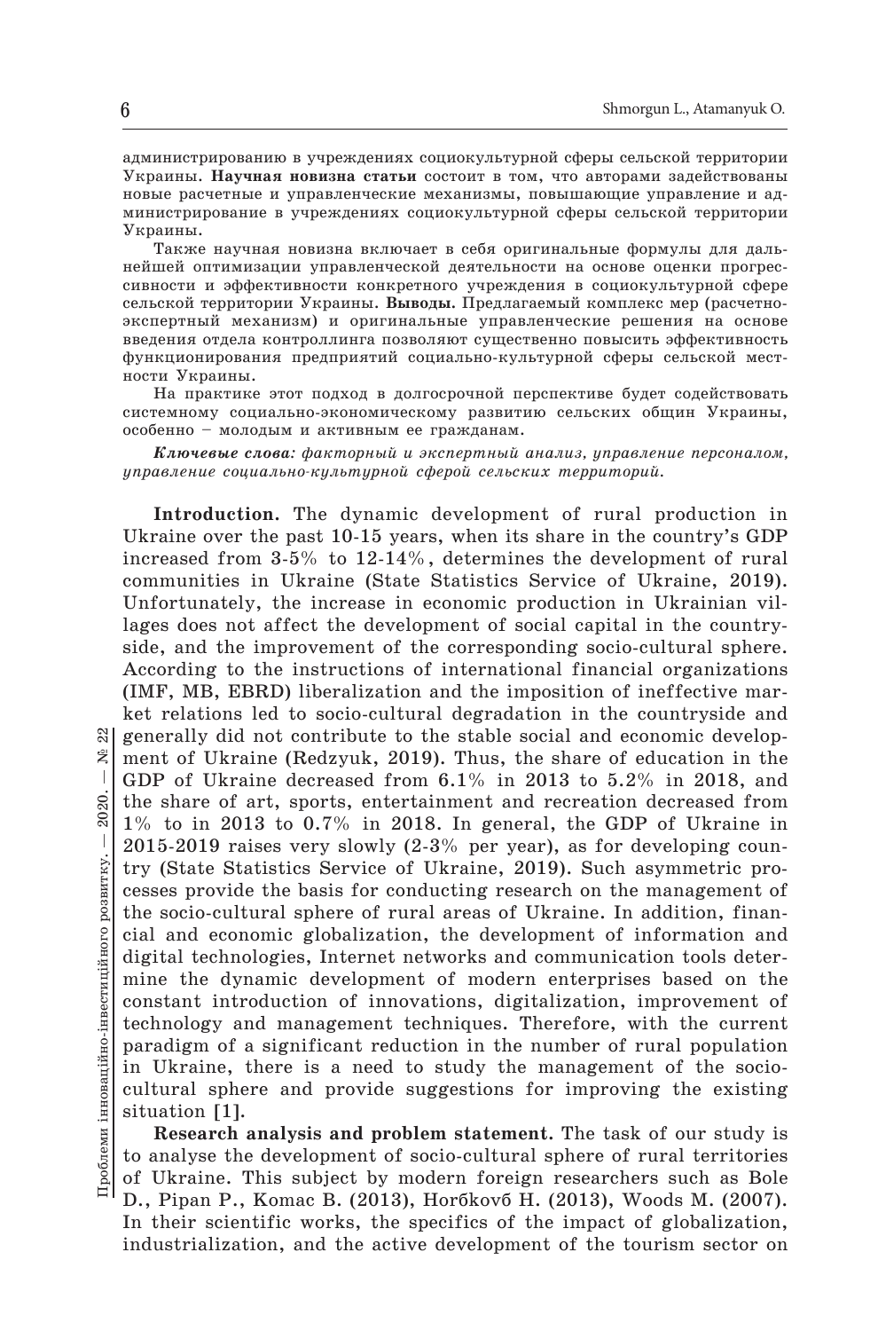администрированию в учреждениях социокультурной сферы сельской территории Украины. **Научная новизна статьи** состоит в том, что авторами задействованы новые расчетные и управленческие механизмы, повышающие управление и администрирование в учреждениях социокультурной сферы сельской территории Украины.

Также научная новизна включает в себя оригинальные формулы для дальнейшей оптимизации управленческой деятельности на основе оценки прогрессивности и эффективности конкретного учреждения в социокультурной сфере сельской территории Украины. **Выводы.** Предлагаемый комплекс мер (расчетно-экспертный механизм) и оригинальные управленческие решения на основе введения отдела контроллинга позволяют существенно повысить эффективность функционирования предприятий социально-культурной сферы сельской местности Украины.

На практике этот подход в долгосрочной перспективе будет содействовать системному социально-экономическому развитию сельских общин Украины, особенно – молодым и активным ее гражданам.

***Ключевые слова:*** *факторный и экспертный анализ, управление персоналом, управление социально-культурной сферой сельских территорий.*

**Introduction.** The dynamic development of rural production in Ukraine over the past 10-15 years, when its share in the country's GDP increased from 3-5% to 12-14%, determines the development of rural communities in Ukraine (State Statistics Service of Ukraine, 2019). Unfortunately, the increase in economic production in Ukrainian villages does not affect the development of social capital in the countryside, and the improvement of the corresponding socio-cultural sphere. According to the instructions of international financial organizations (IMF, MB, EBRD) liberalization and the imposition of ineffective market relations led to socio-cultural degradation in the countryside and generally did not contribute to the stable social and economic development of Ukraine (Redzyuk, 2019). Thus, the share of education in the GDP of Ukraine decreased from 6.1% in 2013 to 5.2% in 2018, and the share of art, sports, entertainment and recreation decreased from 1% to in 2013 to 0.7% in 2018. In general, the GDP of Ukraine in 2015-2019 raises very slowly (2-3% per year), as for developing country (State Statistics Service of Ukraine, 2019). Such asymmetric processes provide the basis for conducting research on the management of the socio-cultural sphere of rural areas of Ukraine. In addition, financial and economic globalization, the development of information and digital technologies, Internet networks and communication tools determine the dynamic development of modern enterprises based on the constant introduction of innovations, digitalization, improvement of technology and management techniques. Therefore, with the current paradigm of a significant reduction in the number of rural population in Ukraine, there is a need to study the management of the socio-cultural sphere and provide suggestions for improving the existing situation [1].

**Research analysis and problem statement.** The task of our study is to analyse the development of socio-cultural sphere of rural territories of Ukraine. This subject by modern foreign researchers such as Bole D., Pipan P., Komac B. (2013), Horбkovб H. (2013), Woods M. (2007). In their scientific works, the specifics of the impact of globalization, industrialization, and the active development of the tourism sector on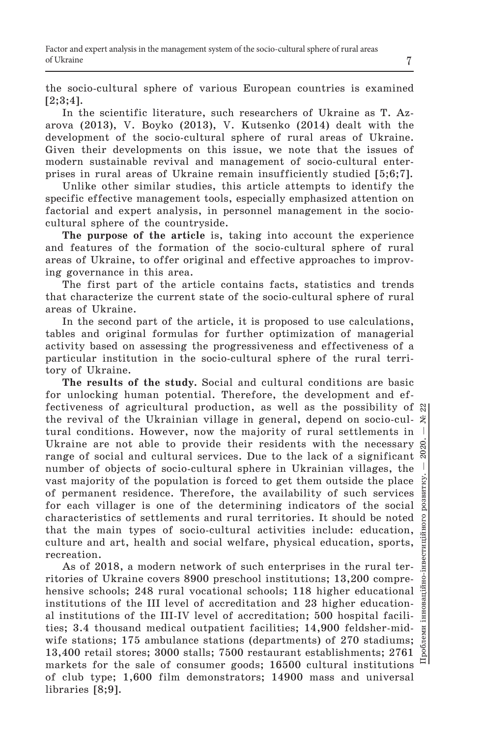the socio-cultural sphere of various European countries is examined [2;3;4].

In the scientific literature, such researchers of Ukraine as T. Azarova (2013), V. Boyko (2013), V. Kutsenko (2014) dealt with the development of the socio-cultural sphere of rural areas of Ukraine. Given their developments on this issue, we note that the issues of modern sustainable revival and management of socio-cultural enterprises in rural areas of Ukraine remain insufficiently studied [5;6;7].

Unlike other similar studies, this article attempts to identify the specific effective management tools, especially emphasized attention on factorial and expert analysis, in personnel management in the socio-cultural sphere of the countryside.

**The purpose of the article** is, taking into account the experience and features of the formation of the socio-cultural sphere of rural areas of Ukraine, to offer original and effective approaches to improving governance in this area.

The first part of the article contains facts, statistics and trends that characterize the current state of the socio-cultural sphere of rural areas of Ukraine.

In the second part of the article, it is proposed to use calculations, tables and original formulas for further optimization of managerial activity based on assessing the progressiveness and effectiveness of a particular institution in the socio-cultural sphere of the rural territory of Ukraine.

**The results of the study.** Social and cultural conditions are basic for unlocking human potential. Therefore, the development and effectiveness of agricultural production, as well as the possibility of the revival of the Ukrainian village in general, depend on socio-cultural conditions. However, now the majority of rural settlements in Ukraine are not able to provide their residents with the necessary range of social and cultural services. Due to the lack of a significant number of objects of socio-cultural sphere in Ukrainian villages, the vast majority of the population is forced to get them outside the place of permanent residence. Therefore, the availability of such services for each villager is one of the determining indicators of the social characteristics of settlements and rural territories. It should be noted that the main types of socio-cultural activities include: education, culture and art, health and social welfare, physical education, sports, recreation.

As of 2018, a modern network of such enterprises in the rural territories of Ukraine covers 8900 preschool institutions; 13,200 comprehensive schools; 248 rural vocational schools; 118 higher educational institutions of the III level of accreditation and 23 higher educational institutions of the III-IV level of accreditation; 500 hospital facilities; 3.4 thousand medical outpatient facilities; 14,900 feldsher-midwife stations; 175 ambulance stations (departments) of 270 stadiums; 13,400 retail stores; 3000 stalls; 7500 restaurant establishments; 2761 markets for the sale of consumer goods; 16500 cultural institutions of club type; 1,600 film demonstrators; 14900 mass and universal libraries [8;9].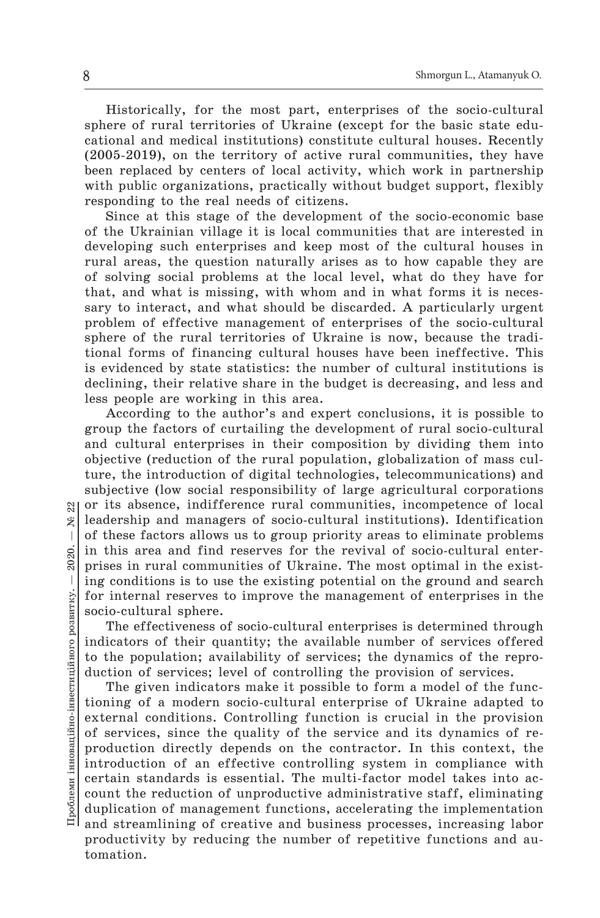Historically, for the most part, enterprises of the socio-cultural sphere of rural territories of Ukraine (except for the basic state educational and medical institutions) constitute cultural houses. Recently (2005-2019), on the territory of active rural communities, they have been replaced by centers of local activity, which work in partnership with public organizations, practically without budget support, flexibly responding to the real needs of citizens.

Since at this stage of the development of the socio-economic base of the Ukrainian village it is local communities that are interested in developing such enterprises and keep most of the cultural houses in rural areas, the question naturally arises as to how capable they are of solving social problems at the local level, what do they have for that, and what is missing, with whom and in what forms it is necessary to interact, and what should be discarded. A particularly urgent problem of effective management of enterprises of the socio-cultural sphere of the rural territories of Ukraine is now, because the traditional forms of financing cultural houses have been ineffective. This is evidenced by state statistics: the number of cultural institutions is declining, their relative share in the budget is decreasing, and less and less people are working in this area.

According to the author's and expert conclusions, it is possible to group the factors of curtailing the development of rural socio-cultural and cultural enterprises in their composition by dividing them into objective (reduction of the rural population, globalization of mass culture, the introduction of digital technologies, telecommunications) and subjective (low social responsibility of large agricultural corporations or its absence, indifference rural communities, incompetence of local leadership and managers of socio-cultural institutions). Identification of these factors allows us to group priority areas to eliminate problems in this area and find reserves for the revival of socio-cultural enterprises in rural communities of Ukraine. The most optimal in the existing conditions is to use the existing potential on the ground and search for internal reserves to improve the management of enterprises in the socio-cultural sphere.

The effectiveness of socio-cultural enterprises is determined through indicators of their quantity; the available number of services offered to the population; availability of services; the dynamics of the reproduction of services; level of controlling the provision of services.

The given indicators make it possible to form a model of the functioning of a modern socio-cultural enterprise of Ukraine adapted to external conditions. Controlling function is crucial in the provision of services, since the quality of the service and its dynamics of reproduction directly depends on the contractor. In this context, the introduction of an effective controlling system in compliance with certain standards is essential. The multi-factor model takes into account the reduction of unproductive administrative staff, eliminating duplication of management functions, accelerating the implementation and streamlining of creative and business processes, increasing labor productivity by reducing the number of repetitive functions and automation.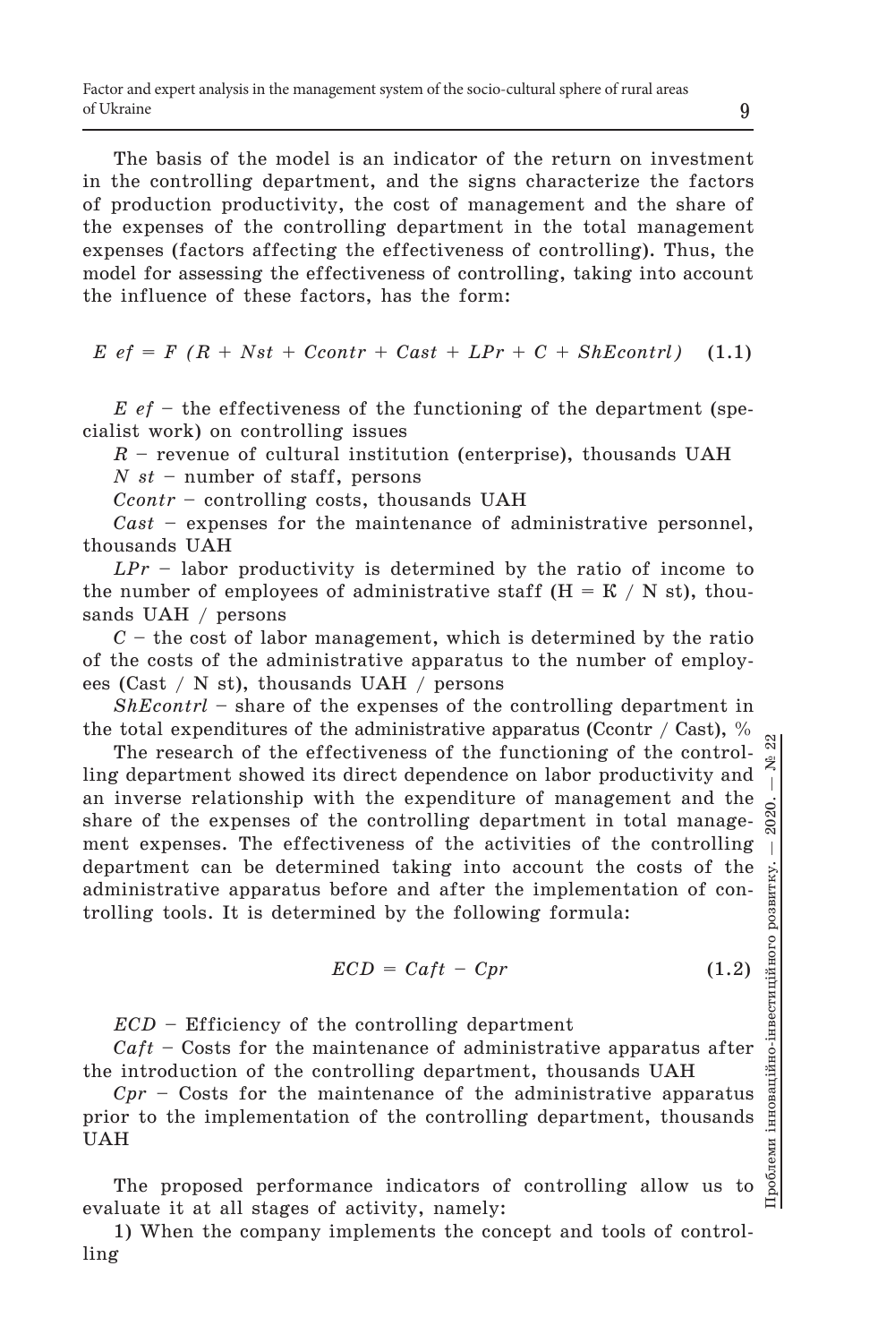The basis of the model is an indicator of the return on investment in the controlling department, and the signs characterize the factors of production productivity, the cost of management and the share of the expenses of the controlling department in the total management expenses (factors affecting the effectiveness of controlling). Thus, the model for assessing the effectiveness of controlling, taking into account the influence of these factors, has the form:

$$E\ ef = F\ (R + Nst + Ccontr + Cast + LPr + C + ShEcontrl) \quad (1.1)$$

*E ef* – the effectiveness of the functioning of the department (specialist work) on controlling issues

*R* – revenue of cultural institution (enterprise), thousands UAH

*N st* – number of staff, persons

*Ccontr* – controlling costs, thousands UAH

*Cast* – expenses for the maintenance of administrative personnel, thousands UAH

*LPr* – labor productivity is determined by the ratio of income to the number of employees of administrative staff (Н = К / N st), thousands UAH / persons

*C* – the cost of labor management, which is determined by the ratio of the costs of the administrative apparatus to the number of employees (Cast / N st), thousands UAH / persons

*ShEcontrl* – share of the expenses of the controlling department in the total expenditures of the administrative apparatus (Ccontr / Cast), %

The research of the effectiveness of the functioning of the controlling department showed its direct dependence on labor productivity and an inverse relationship with the expenditure of management and the share of the expenses of the controlling department in total management expenses. The effectiveness of the activities of the controlling department can be determined taking into account the costs of the administrative apparatus before and after the implementation of controlling tools. It is determined by the following formula:

$$ECD = Caft - Cpr \quad (1.2)$$

*ECD* – Efficiency of the controlling department

*Caft* – Costs for the maintenance of administrative apparatus after the introduction of the controlling department, thousands UAH

*Cpr* – Costs for the maintenance of the administrative apparatus prior to the implementation of the controlling department, thousands UAH

The proposed performance indicators of controlling allow us to evaluate it at all stages of activity, namely:

1) When the company implements the concept and tools of controlling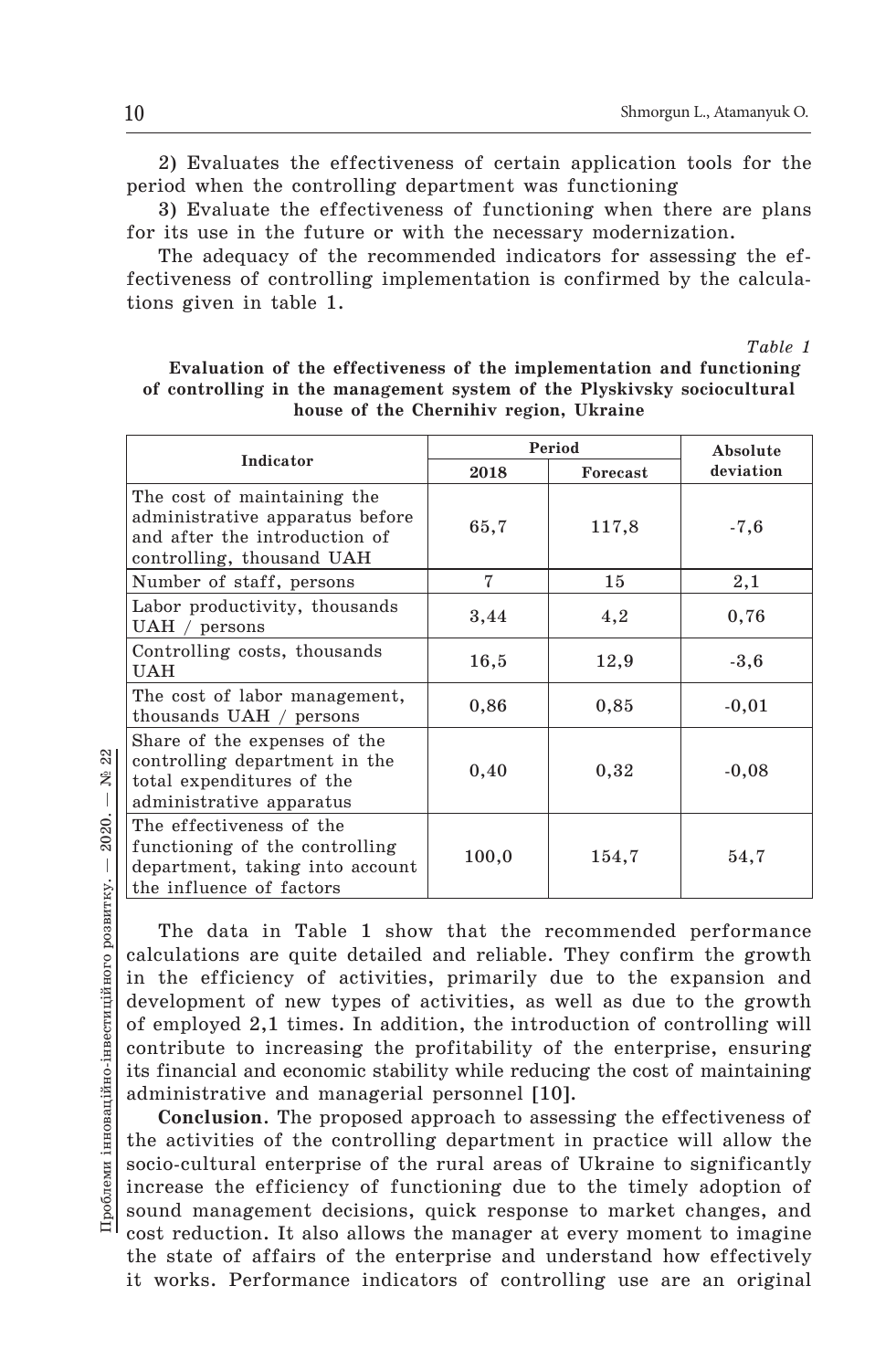2) Evaluates the effectiveness of certain application tools for the period when the controlling department was functioning

3) Evaluate the effectiveness of functioning when there are plans for its use in the future or with the necessary modernization.

The adequacy of the recommended indicators for assessing the effectiveness of controlling implementation is confirmed by the calculations given in table 1.

*Table 1*

**Evaluation of the effectiveness of the implementation and functioning of controlling in the management system of the Plyskivsky sociocultural house of the Chernihiv region, Ukraine**

| Indicator | Period | | Absolute deviation |
|---|---|---|---|
| | 2018 | Forecast | |
| The cost of maintaining the administrative apparatus before and after the introduction of controlling, thousand UAH | 65,7 | 117,8 | -7,6 |
| Number of staff, persons | 7 | 15 | 2,1 |
| Labor productivity, thousands UAH / persons | 3,44 | 4,2 | 0,76 |
| Controlling costs, thousands UAH | 16,5 | 12,9 | -3,6 |
| The cost of labor management, thousands UAH / persons | 0,86 | 0,85 | -0,01 |
| Share of the expenses of the controlling department in the total expenditures of the administrative apparatus | 0,40 | 0,32 | -0,08 |
| The effectiveness of the functioning of the controlling department, taking into account the influence of factors | 100,0 | 154,7 | 54,7 |

The data in Table 1 show that the recommended performance calculations are quite detailed and reliable. They confirm the growth in the efficiency of activities, primarily due to the expansion and development of new types of activities, as well as due to the growth of employed 2,1 times. In addition, the introduction of controlling will contribute to increasing the profitability of the enterprise, ensuring its financial and economic stability while reducing the cost of maintaining administrative and managerial personnel [10].

**Conclusion**. The proposed approach to assessing the effectiveness of the activities of the controlling department in practice will allow the socio-cultural enterprise of the rural areas of Ukraine to significantly increase the efficiency of functioning due to the timely adoption of sound management decisions, quick response to market changes, and cost reduction. It also allows the manager at every moment to imagine the state of affairs of the enterprise and understand how effectively it works. Performance indicators of controlling use are an original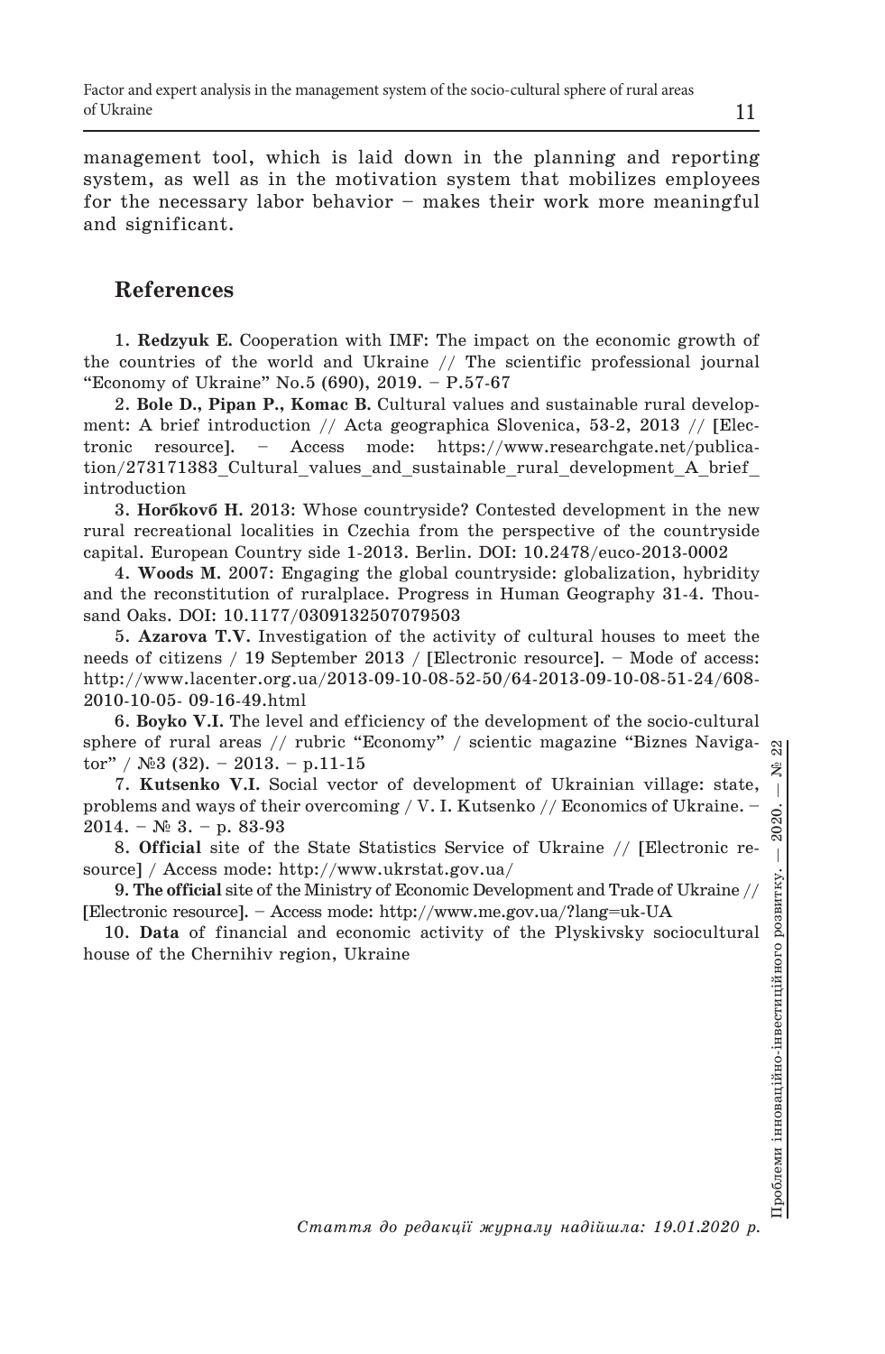management tool, which is laid down in the planning and reporting system, as well as in the motivation system that mobilizes employees for the necessary labor behavior – makes their work more meaningful and significant.

## References

1. **Redzyuk E.** Cooperation with IMF: The impact on the economic growth of the countries of the world and Ukraine // The scientific professional journal "Economy of Ukraine" No.5 (690), 2019. – P.57-67

2. **Bole D., Pipan P., Komac B.** Cultural values and sustainable rural development: A brief introduction // Acta geographica Slovenica, 53-2, 2013 // [Electronic resource]. – Access mode: https://www.researchgate.net/publication/273171383_Cultural_values_and_sustainable_rural_development_A_brief_introduction

3. **Horбkovб H.** 2013: Whose countryside? Contested development in the new rural recreational localities in Czechia from the perspective of the countryside capital. European Country side 1-2013. Berlin. DOI: 10.2478/euco-2013-0002

4. **Woods M.** 2007: Engaging the global countryside: globalization, hybridity and the reconstitution of ruralplace. Progress in Human Geography 31-4. Thousand Oaks. DOI: 10.1177/0309132507079503

5. **Azarova T.V.** Investigation of the activity of cultural houses to meet the needs of citizens / 19 September 2013 / [Electronic resource]. – Mode of access: http://www.lacenter.org.ua/2013-09-10-08-52-50/64-2013-09-10-08-51-24/608-2010-10-05- 09-16-49.html

6. **Boyko V.I.** The level and efficiency of the development of the socio-cultural sphere of rural areas // rubric "Economy" / scientic magazine "Biznes Navigator" / №3 (32). – 2013. – p.11-15

7. **Kutsenko V.I.** Social vector of development of Ukrainian village: state, problems and ways of their overcoming / V. I. Kutsenko // Economics of Ukraine. – 2014. – № 3. – p. 83-93

8. **Official** site of the State Statistics Service of Ukraine // [Electronic resource] / Access mode: http://www.ukrstat.gov.ua/

9. **The official** site of the Ministry of Economic Development and Trade of Ukraine // [Electronic resource]. – Access mode: http://www.me.gov.ua/?lang=uk-UA

10. **Data** of financial and economic activity of the Plyskivsky sociocultural house of the Chernihiv region, Ukraine

*Стаття до редакції журналу надійшла: 19.01.2020 р.*